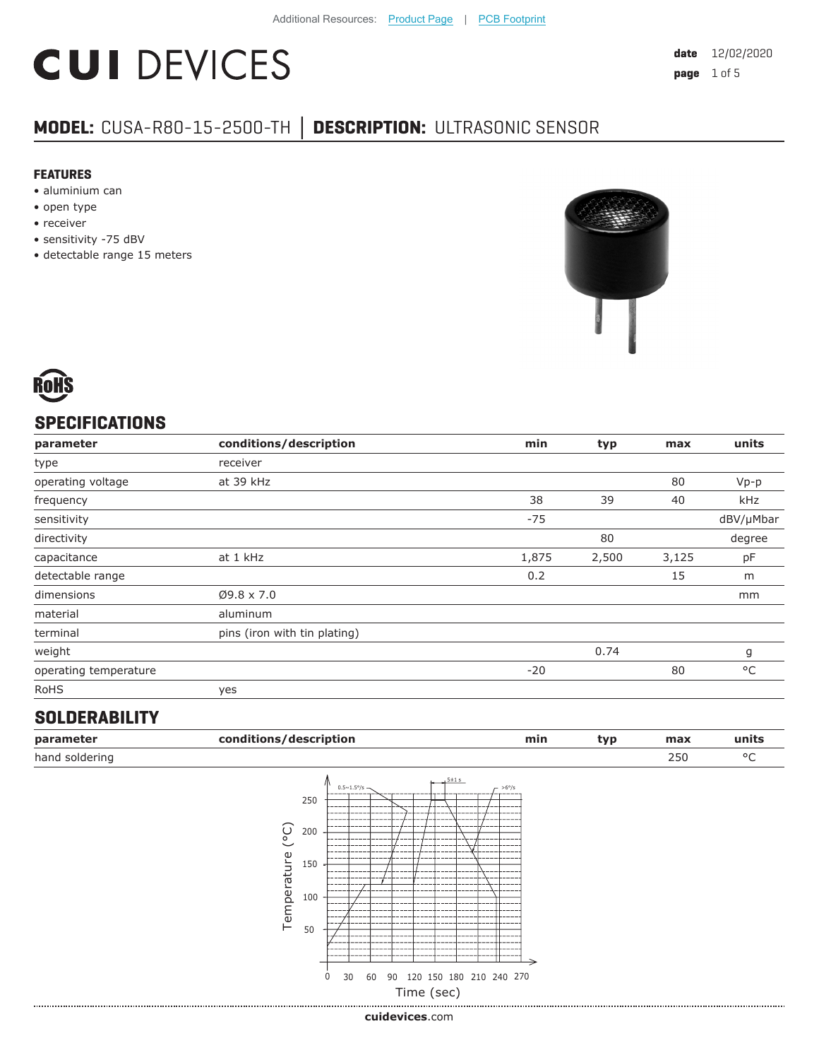Additional Resources: Product Page | PCB Footprint

# CUI DEVICES

date 12/02/2020

**MODEL:** CUSA-R80-15-2500-TH | **DESCRIPTION:** ULTRASONIC SENSOR

### FEATURES

- aluminium can
- open type
- receiver
- sensitivity -75 dBV
- detectable range 15 meters

RoHS

## SPECIFICATIONS

| parameter | conditions/description | min | typ | max | units |
|---|---|---|---|---|---|
| type | receiver | | | | |
| operating voltage | at 39 kHz | | | 80 | Vp-p |
| frequency | | 38 | 39 | 40 | kHz |
| sensitivity | | -75 | | | dBV/μMbar |
| directivity | | | 80 | | degree |
| capacitance | at 1 kHz | 1,875 | 2,500 | 3,125 | pF |
| detectable range | | 0.2 | | 15 | m |
| dimensions | Ø9.8 x 7.0 | | | | mm |
| material | aluminum | | | | |
| terminal | pins (iron with tin plating) | | | | |
| weight | | | 0.74 | | g |
| operating temperature | | -20 | | 80 | °C |
| RoHS | yes | | | | |

## SOLDERABILITY

| parameter | conditions/description | min | typ | max | units |
|---|---|---|---|---|---|
| hand soldering | | | | 250 | °C |

0.5~1.5°/s  5±1 s  >6°/s

Temperature (°C)

Time (sec)

cuidevices.com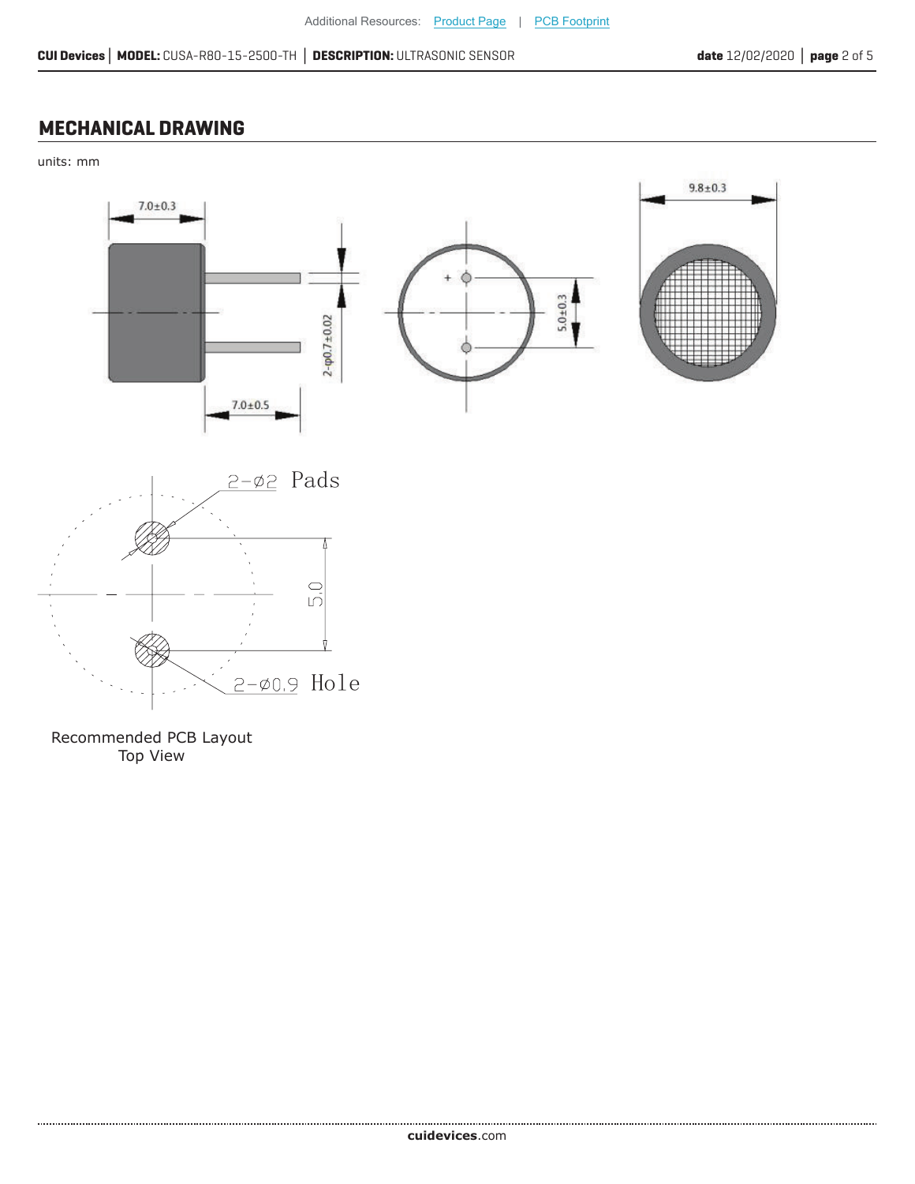## MECHANICAL DRAWING

units: mm

7.0±0.3

2-φ0.7±0.02

7.0±0.5

+

5.0±0.3

9.8±0.3

2-Ø2 Pads

5.0

2-Ø0.9 Hole

Recommended PCB Layout
Top View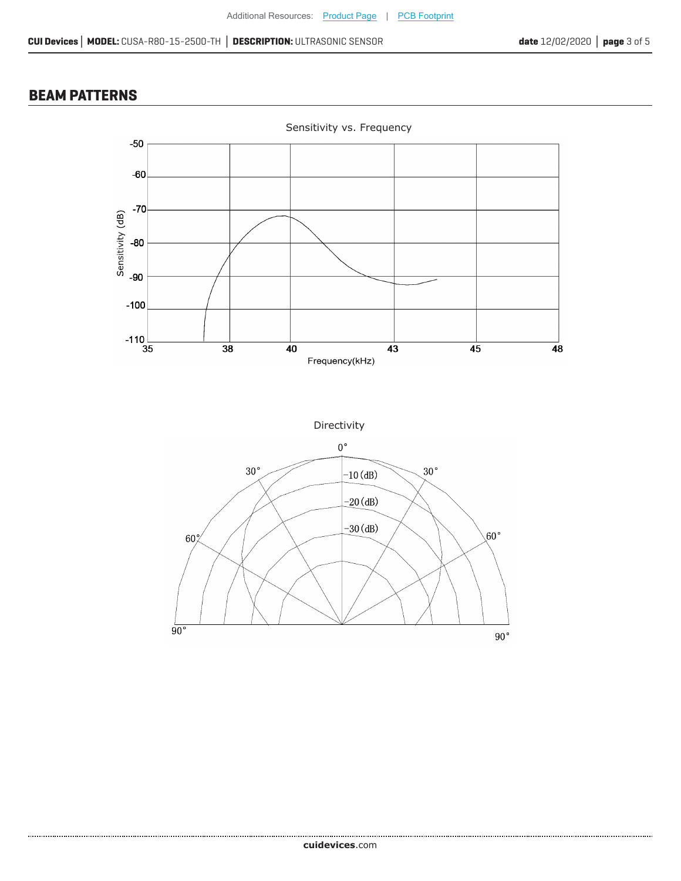## BEAM PATTERNS

Sensitivity vs. Frequency

Directivity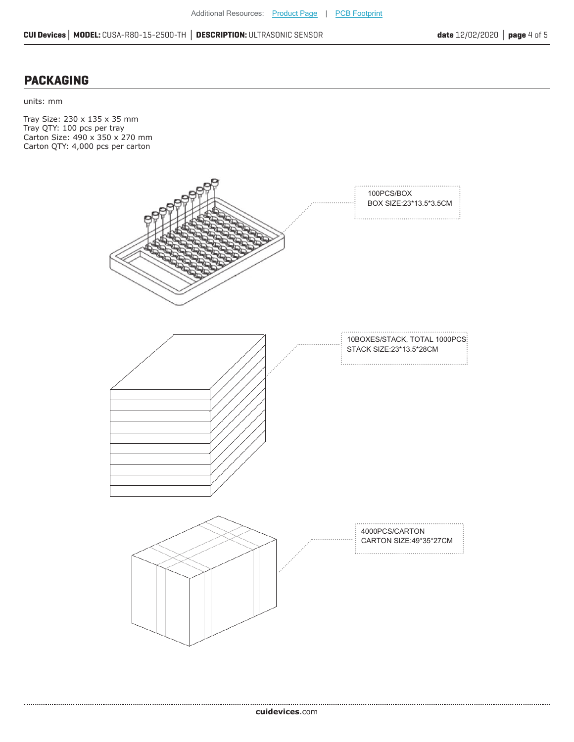## PACKAGING

units: mm

Tray Size: 230 x 135 x 35 mm
Tray QTY: 100 pcs per tray
Carton Size: 490 x 350 x 270 mm
Carton QTY: 4,000 pcs per carton

100PCS/BOX
BOX SIZE:23*13.5*3.5CM

10BOXES/STACK, TOTAL 1000PCS
STACK SIZE:23*13.5*28CM

4000PCS/CARTON
CARTON SIZE:49*35*27CM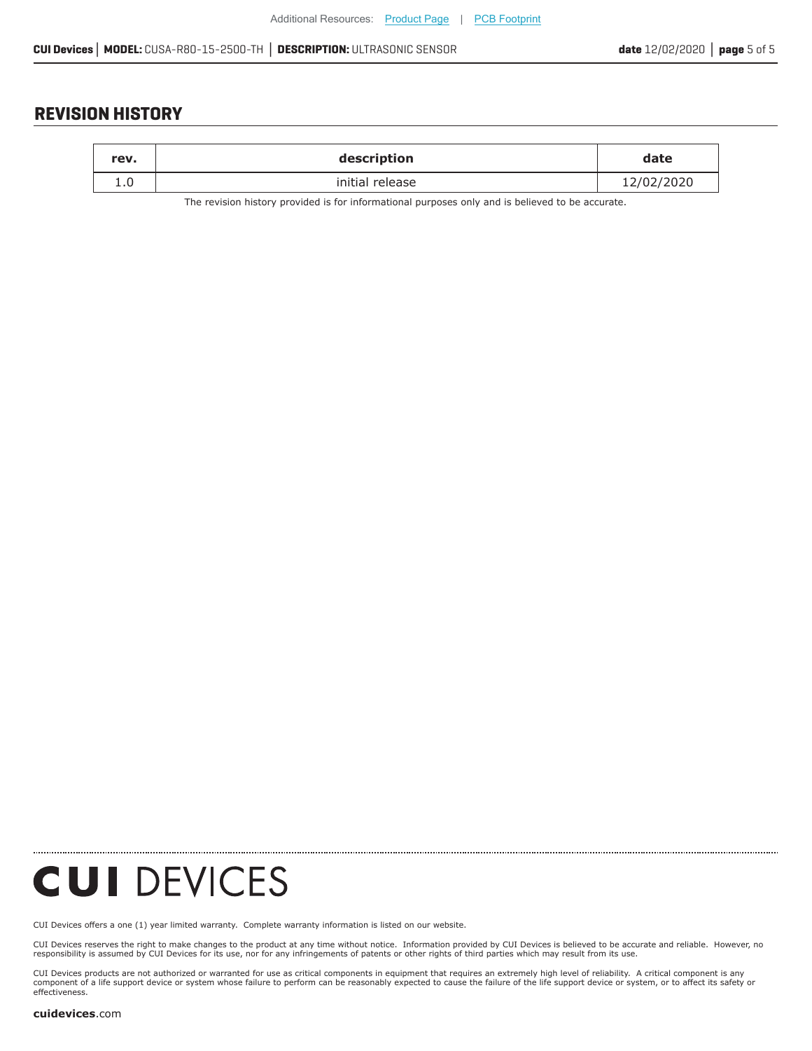## REVISION HISTORY

| rev. | description | date |
|---|---|---|
| 1.0 | initial release | 12/02/2020 |

The revision history provided is for informational purposes only and is believed to be accurate.

**CUI DEVICES**

CUI Devices offers a one (1) year limited warranty. Complete warranty information is listed on our website.

CUI Devices reserves the right to make changes to the product at any time without notice. Information provided by CUI Devices is believed to be accurate and reliable. However, no responsibility is assumed by CUI Devices for its use, nor for any infringements of patents or other rights of third parties which may result from its use.

CUI Devices products are not authorized or warranted for use as critical components in equipment that requires an extremely high level of reliability. A critical component is any component of a life support device or system whose failure to perform can be reasonably expected to cause the failure of the life support device or system, or to affect its safety or effectiveness.

**cuidevices**.com